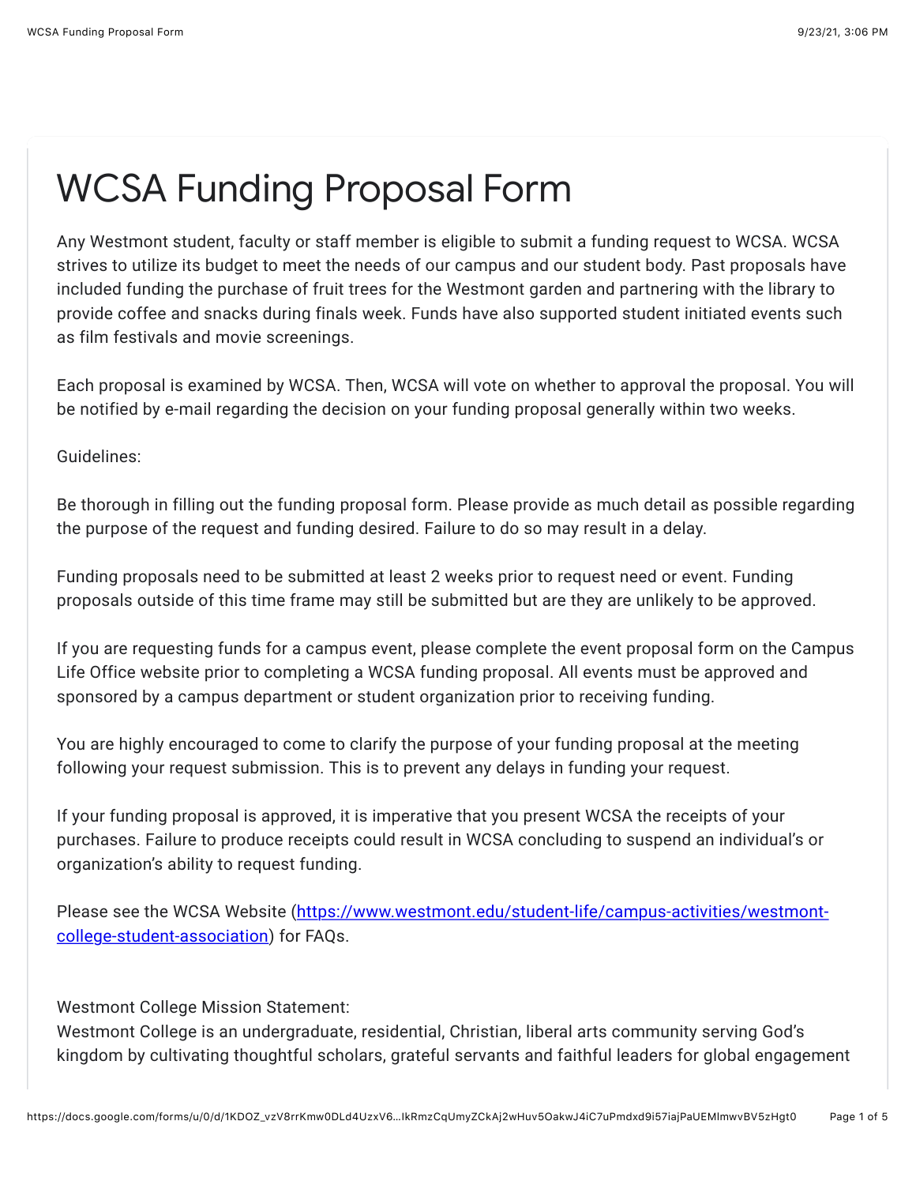# WCSA Funding Proposal Form

Any Westmont student, faculty or staff member is eligible to submit a funding request to WCSA. WCSA strives to utilize its budget to meet the needs of our campus and our student body. Past proposals have included funding the purchase of fruit trees for the Westmont garden and partnering with the library to provide coffee and snacks during finals week. Funds have also supported student initiated events such as film festivals and movie screenings.

Each proposal is examined by WCSA. Then, WCSA will vote on whether to approval the proposal. You will be notified by e-mail regarding the decision on your funding proposal generally within two weeks.

Guidelines:

Be thorough in filling out the funding proposal form. Please provide as much detail as possible regarding the purpose of the request and funding desired. Failure to do so may result in a delay.

Funding proposals need to be submitted at least 2 weeks prior to request need or event. Funding proposals outside of this time frame may still be submitted but are they are unlikely to be approved.

If you are requesting funds for a campus event, please complete the event proposal form on the Campus Life Office website prior to completing a WCSA funding proposal. All events must be approved and sponsored by a campus department or student organization prior to receiving funding.

You are highly encouraged to come to clarify the purpose of your funding proposal at the meeting following your request submission. This is to prevent any delays in funding your request.

If your funding proposal is approved, it is imperative that you present WCSA the receipts of your purchases. Failure to produce receipts could result in WCSA concluding to suspend an individual's or organization's ability to request funding.

Please see the WCSA Website ([https://www.westmont.edu/student-life/campus-activities/westmont-college-student-association](https://www.westmont.edu/student-life/campus-activities/westmont-college-student-association)) for FAQs.

Westmont College Mission Statement:
Westmont College is an undergraduate, residential, Christian, liberal arts community serving God's kingdom by cultivating thoughtful scholars, grateful servants and faithful leaders for global engagement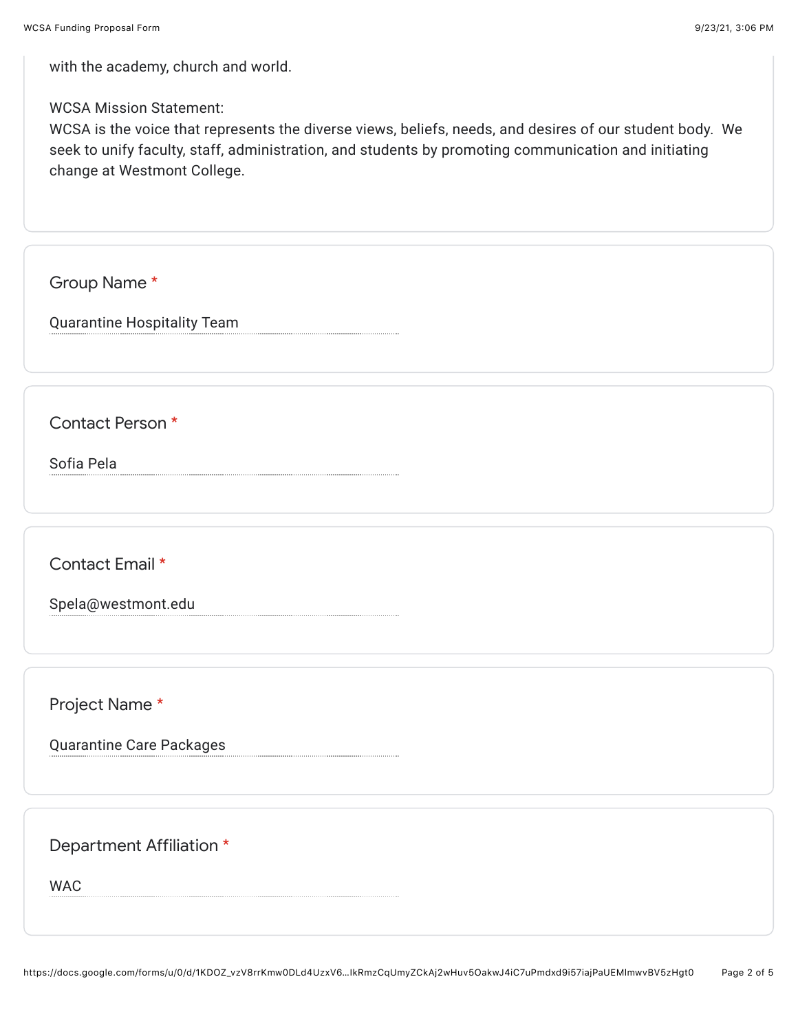with the academy, church and world.

WCSA Mission Statement:
WCSA is the voice that represents the diverse views, beliefs, needs, and desires of our student body. We seek to unify faculty, staff, administration, and students by promoting communication and initiating change at Westmont College.

Group Name *

Quarantine Hospitality Team

Contact Person *

Sofia Pela

Contact Email *

Spela@westmont.edu

Project Name *

Quarantine Care Packages

Department Affiliation *

WAC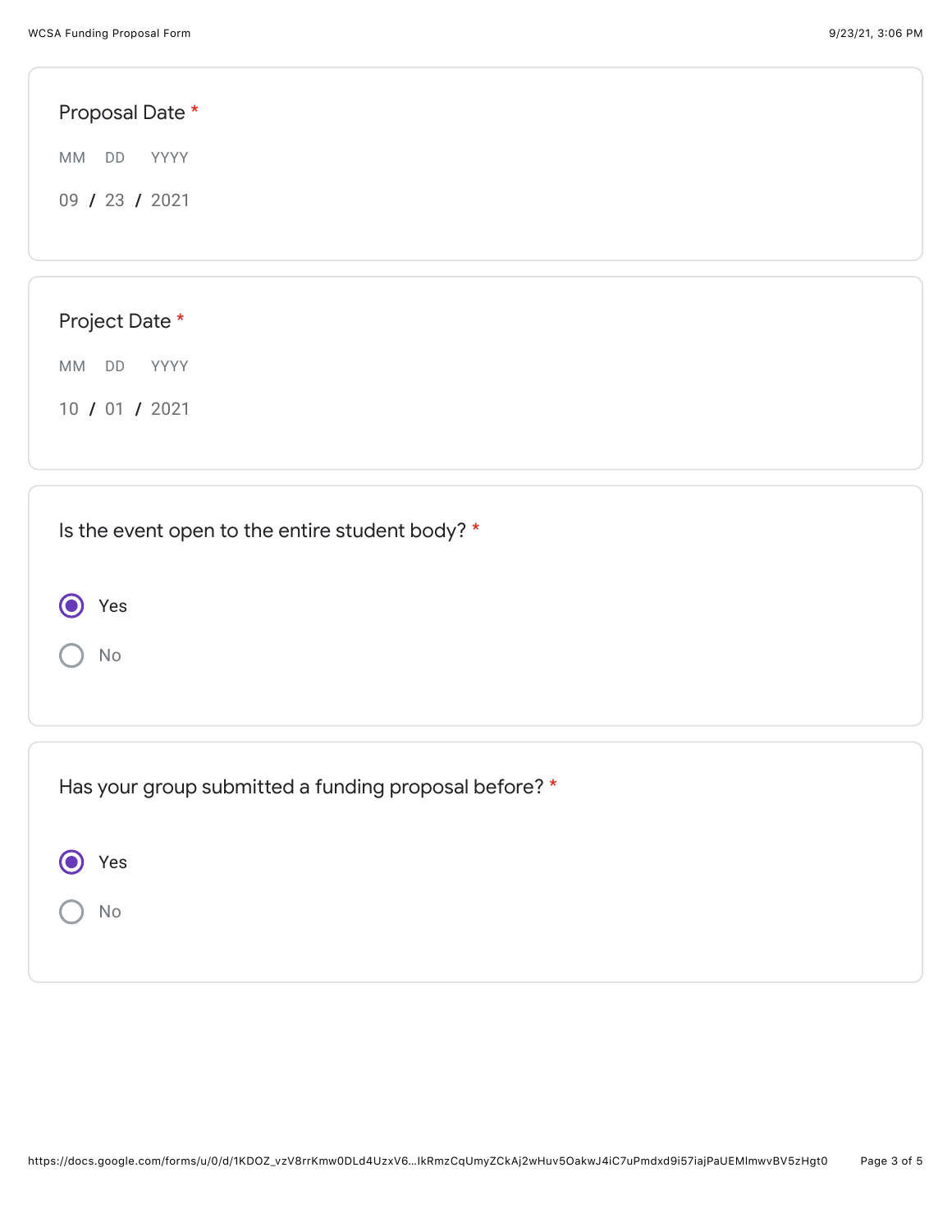Proposal Date *

MM DD YYYY

09 / 23 / 2021

Project Date *

MM DD YYYY

10 / 01 / 2021

Is the event open to the entire student body? *

- (x) Yes
- ( ) No

Has your group submitted a funding proposal before? *

- (x) Yes
- ( ) No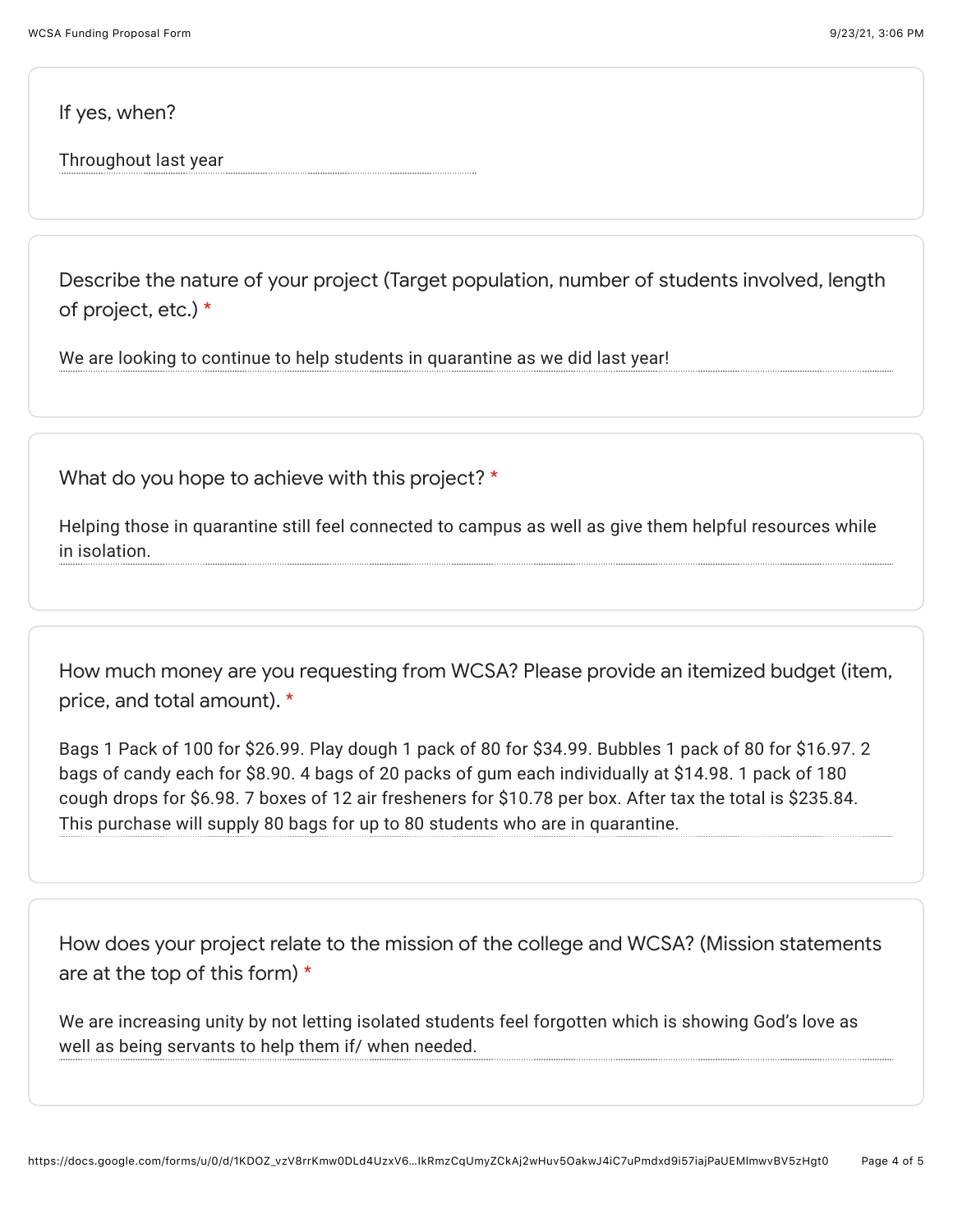If yes, when?

Throughout last year

Describe the nature of your project (Target population, number of students involved, length of project, etc.) *

We are looking to continue to help students in quarantine as we did last year!

What do you hope to achieve with this project? *

Helping those in quarantine still feel connected to campus as well as give them helpful resources while in isolation.

How much money are you requesting from WCSA? Please provide an itemized budget (item, price, and total amount). *

Bags 1 Pack of 100 for $26.99. Play dough 1 pack of 80 for $34.99. Bubbles 1 pack of 80 for $16.97. 2 bags of candy each for $8.90. 4 bags of 20 packs of gum each individually at $14.98. 1 pack of 180 cough drops for $6.98. 7 boxes of 12 air fresheners for $10.78 per box. After tax the total is $235.84. This purchase will supply 80 bags for up to 80 students who are in quarantine.

How does your project relate to the mission of the college and WCSA? (Mission statements are at the top of this form) *

We are increasing unity by not letting isolated students feel forgotten which is showing God's love as well as being servants to help them if/ when needed.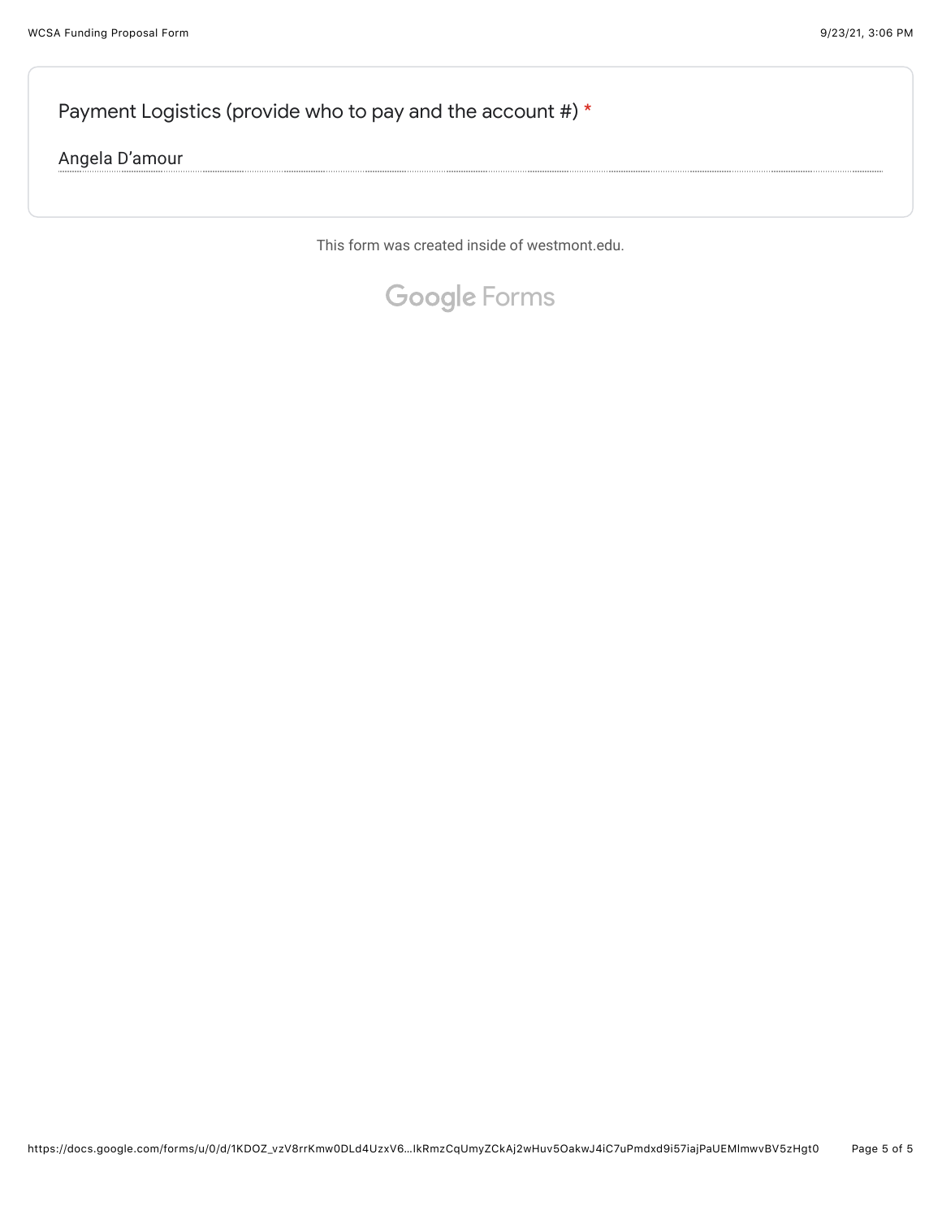Payment Logistics (provide who to pay and the account #) *

Angela D’amour

This form was created inside of westmont.edu.

Google Forms